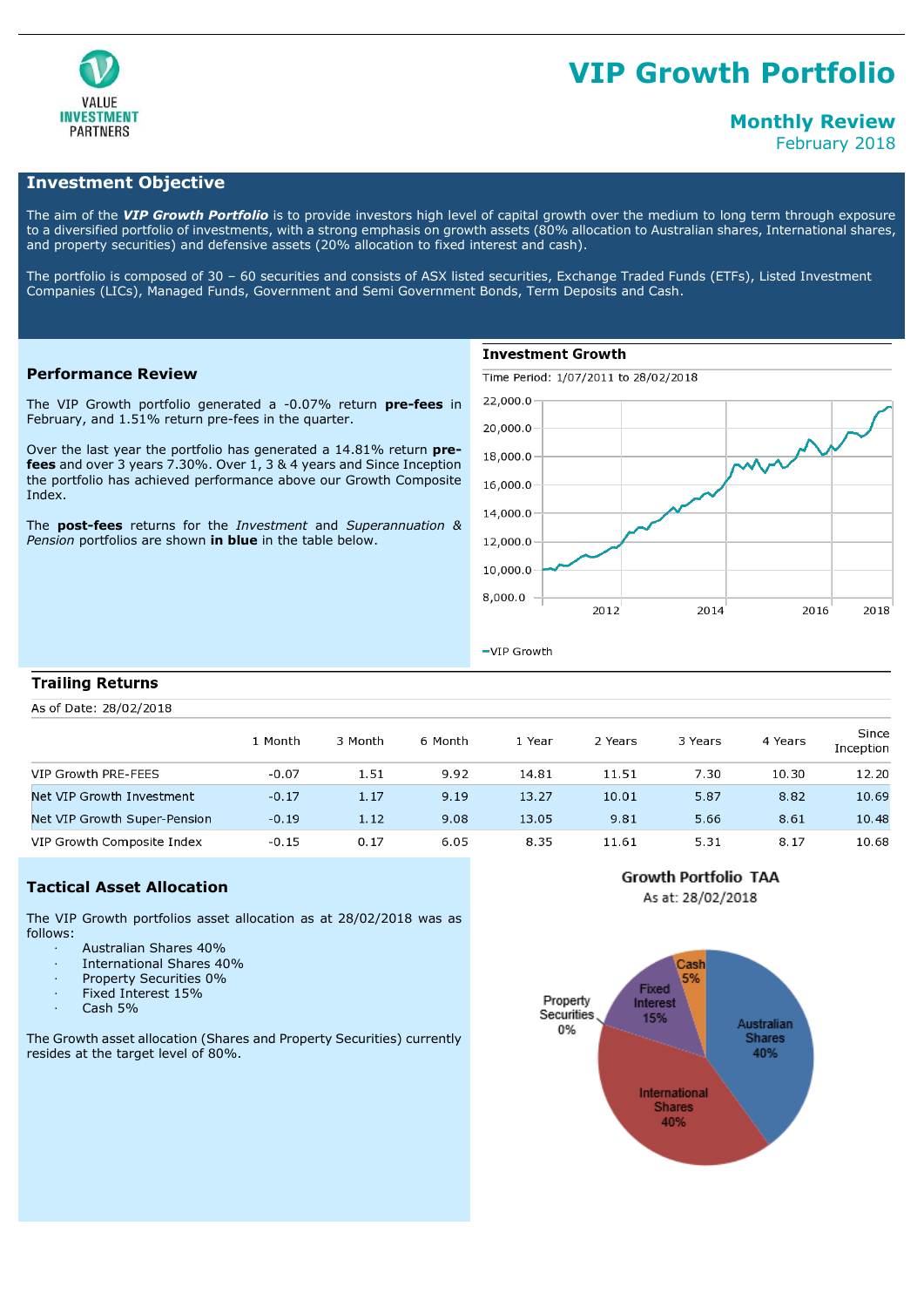# VIP Growth Portfolio

## Monthly Review

February 2018

## Investment Objective

The aim of the ***VIP Growth Portfolio*** is to provide investors high level of capital growth over the medium to long term through exposure to a diversified portfolio of investments, with a strong emphasis on growth assets (80% allocation to Australian shares, International shares, and property securities) and defensive assets (20% allocation to fixed interest and cash).

The portfolio is composed of 30 – 60 securities and consists of ASX listed securities, Exchange Traded Funds (ETFs), Listed Investment Companies (LICs), Managed Funds, Government and Semi Government Bonds, Term Deposits and Cash.

## Performance Review

The VIP Growth portfolio generated a -0.07% return **pre-fees** in February, and 1.51% return pre-fees in the quarter.

Over the last year the portfolio has generated a 14.81% return **pre-fees** and over 3 years 7.30%. Over 1, 3 & 4 years and Since Inception the portfolio has achieved performance above our Growth Composite Index.

The **post-fees** returns for the *Investment* and *Superannuation & Pension* portfolios are shown **in blue** in the table below.

## Investment Growth

Time Period: 1/07/2011 to 28/02/2018

## Trailing Returns

As of Date: 28/02/2018

| | 1 Month | 3 Month | 6 Month | 1 Year | 2 Years | 3 Years | 4 Years | Since Inception |
|---|---|---|---|---|---|---|---|---|
| VIP Growth PRE-FEES | -0.07 | 1.51 | 9.92 | 14.81 | 11.51 | 7.30 | 10.30 | 12.20 |
| Net VIP Growth Investment | -0.17 | 1.17 | 9.19 | 13.27 | 10.01 | 5.87 | 8.82 | 10.69 |
| Net VIP Growth Super-Pension | -0.19 | 1.12 | 9.08 | 13.05 | 9.81 | 5.66 | 8.61 | 10.48 |
| VIP Growth Composite Index | -0.15 | 0.17 | 6.05 | 8.35 | 11.61 | 5.31 | 8.17 | 10.68 |

## Tactical Asset Allocation

The VIP Growth portfolios asset allocation as at 28/02/2018 was as follows:

- Australian Shares 40%
- International Shares 40%
- Property Securities 0%
- Fixed Interest 15%
- Cash 5%

The Growth asset allocation (Shares and Property Securities) currently resides at the target level of 80%.

Growth Portfolio TAA

As at: 28/02/2018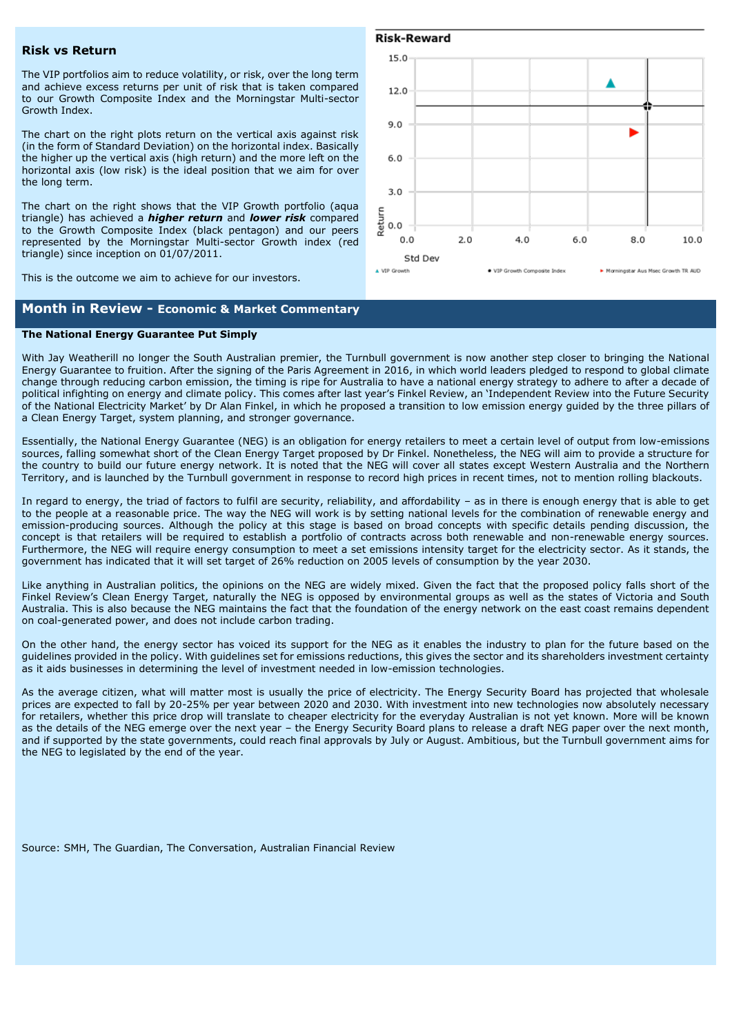## Risk vs Return

The VIP portfolios aim to reduce volatility, or risk, over the long term and achieve excess returns per unit of risk that is taken compared to our Growth Composite Index and the Morningstar Multi-sector Growth Index.

The chart on the right plots return on the vertical axis against risk (in the form of Standard Deviation) on the horizontal index. Basically the higher up the vertical axis (high return) and the more left on the horizontal axis (low risk) is the ideal position that we aim for over the long term.

The chart on the right shows that the VIP Growth portfolio (aqua triangle) has achieved a ***higher return*** and ***lower risk*** compared to the Growth Composite Index (black pentagon) and our peers represented by the Morningstar Multi-sector Growth index (red triangle) since inception on 01/07/2011.

This is the outcome we aim to achieve for our investors.

**Risk-Reward**

▲ VIP Growth   ● VIP Growth Composite Index   ► Morningstar Aus Msec Growth TR AUD

## Month in Review - Economic & Market Commentary

**The National Energy Guarantee Put Simply**

With Jay Weatherill no longer the South Australian premier, the Turnbull government is now another step closer to bringing the National Energy Guarantee to fruition. After the signing of the Paris Agreement in 2016, in which world leaders pledged to respond to global climate change through reducing carbon emission, the timing is ripe for Australia to have a national energy strategy to adhere to after a decade of political infighting on energy and climate policy. This comes after last year's Finkel Review, an 'Independent Review into the Future Security of the National Electricity Market' by Dr Alan Finkel, in which he proposed a transition to low emission energy guided by the three pillars of a Clean Energy Target, system planning, and stronger governance.

Essentially, the National Energy Guarantee (NEG) is an obligation for energy retailers to meet a certain level of output from low-emissions sources, falling somewhat short of the Clean Energy Target proposed by Dr Finkel. Nonetheless, the NEG will aim to provide a structure for the country to build our future energy network. It is noted that the NEG will cover all states except Western Australia and the Northern Territory, and is launched by the Turnbull government in response to record high prices in recent times, not to mention rolling blackouts.

In regard to energy, the triad of factors to fulfil are security, reliability, and affordability – as in there is enough energy that is able to get to the people at a reasonable price. The way the NEG will work is by setting national levels for the combination of renewable energy and emission-producing sources. Although the policy at this stage is based on broad concepts with specific details pending discussion, the concept is that retailers will be required to establish a portfolio of contracts across both renewable and non-renewable energy sources. Furthermore, the NEG will require energy consumption to meet a set emissions intensity target for the electricity sector. As it stands, the government has indicated that it will set target of 26% reduction on 2005 levels of consumption by the year 2030.

Like anything in Australian politics, the opinions on the NEG are widely mixed. Given the fact that the proposed policy falls short of the Finkel Review's Clean Energy Target, naturally the NEG is opposed by environmental groups as well as the states of Victoria and South Australia. This is also because the NEG maintains the fact that the foundation of the energy network on the east coast remains dependent on coal-generated power, and does not include carbon trading.

On the other hand, the energy sector has voiced its support for the NEG as it enables the industry to plan for the future based on the guidelines provided in the policy. With guidelines set for emissions reductions, this gives the sector and its shareholders investment certainty as it aids businesses in determining the level of investment needed in low-emission technologies.

As the average citizen, what will matter most is usually the price of electricity. The Energy Security Board has projected that wholesale prices are expected to fall by 20-25% per year between 2020 and 2030. With investment into new technologies now absolutely necessary for retailers, whether this price drop will translate to cheaper electricity for the everyday Australian is not yet known. More will be known as the details of the NEG emerge over the next year – the Energy Security Board plans to release a draft NEG paper over the next month, and if supported by the state governments, could reach final approvals by July or August. Ambitious, but the Turnbull government aims for the NEG to legislated by the end of the year.

Source: SMH, The Guardian, The Conversation, Australian Financial Review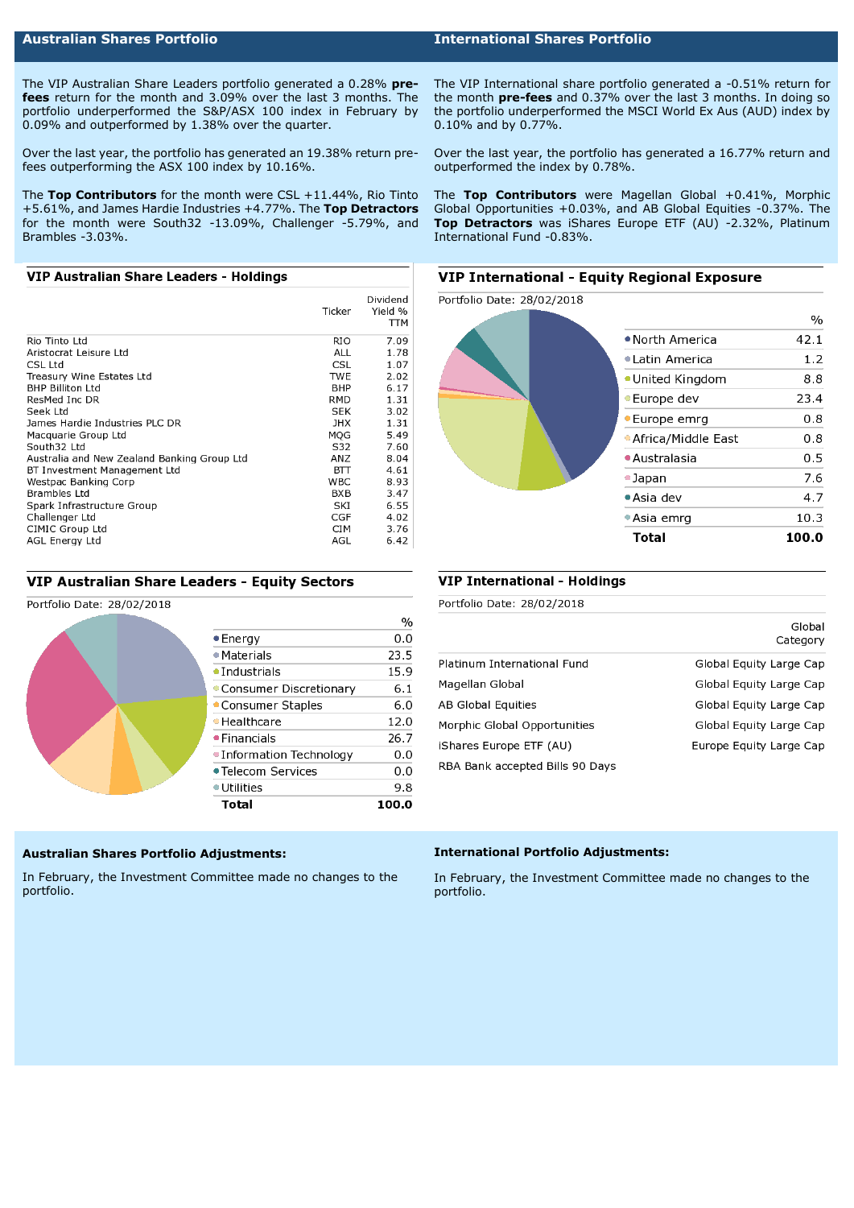## Australian Shares Portfolio

The VIP Australian Share Leaders portfolio generated a 0.28% **pre-fees** return for the month and 3.09% over the last 3 months. The portfolio underperformed the S&P/ASX 100 index in February by 0.09% and outperformed by 1.38% over the quarter.

Over the last year, the portfolio has generated an 19.38% return pre-fees outperforming the ASX 100 index by 10.16%.

The **Top Contributors** for the month were CSL +11.44%, Rio Tinto +5.61%, and James Hardie Industries +4.77%. The **Top Detractors** for the month were South32 -13.09%, Challenger -5.79%, and Brambles -3.03%.

### VIP Australian Share Leaders - Holdings

| | Ticker | Dividend Yield % TTM |
|---|---|---|
| Rio Tinto Ltd | RIO | 7.09 |
| Aristocrat Leisure Ltd | ALL | 1.78 |
| CSL Ltd | CSL | 1.07 |
| Treasury Wine Estates Ltd | TWE | 2.02 |
| BHP Billiton Ltd | BHP | 6.17 |
| ResMed Inc DR | RMD | 1.31 |
| Seek Ltd | SEK | 3.02 |
| James Hardie Industries PLC DR | JHX | 1.31 |
| Macquarie Group Ltd | MQG | 5.49 |
| South32 Ltd | S32 | 7.60 |
| Australia and New Zealand Banking Group Ltd | ANZ | 8.04 |
| BT Investment Management Ltd | BTT | 4.61 |
| Westpac Banking Corp | WBC | 8.93 |
| Brambles Ltd | BXB | 3.47 |
| Spark Infrastructure Group | SKI | 6.55 |
| Challenger Ltd | CGF | 4.02 |
| CIMIC Group Ltd | CIM | 3.76 |
| AGL Energy Ltd | AGL | 6.42 |

### VIP Australian Share Leaders - Equity Sectors

Portfolio Date: 28/02/2018

| | % |
|---|---|
| Energy | 0.0 |
| Materials | 23.5 |
| Industrials | 15.9 |
| Consumer Discretionary | 6.1 |
| Consumer Staples | 6.0 |
| Healthcare | 12.0 |
| Financials | 26.7 |
| Information Technology | 0.0 |
| Telecom Services | 0.0 |
| Utilities | 9.8 |
| **Total** | **100.0** |

## International Shares Portfolio

The VIP International share portfolio generated a -0.51% return for the month **pre-fees** and 0.37% over the last 3 months. In doing so the portfolio underperformed the MSCI World Ex Aus (AUD) index by 0.10% and by 0.77%.

Over the last year, the portfolio has generated a 16.77% return and outperformed the index by 0.78%.

The **Top Contributors** were Magellan Global +0.41%, Morphic Global Opportunities +0.03%, and AB Global Equities -0.37%. The **Top Detractors** was iShares Europe ETF (AU) -2.32%, Platinum International Fund -0.83%.

### VIP International - Equity Regional Exposure

Portfolio Date: 28/02/2018

| | % |
|---|---|
| North America | 42.1 |
| Latin America | 1.2 |
| United Kingdom | 8.8 |
| Europe dev | 23.4 |
| Europe emrg | 0.8 |
| Africa/Middle East | 0.8 |
| Australasia | 0.5 |
| Japan | 7.6 |
| Asia dev | 4.7 |
| Asia emrg | 10.3 |
| **Total** | **100.0** |

### VIP International - Holdings

Portfolio Date: 28/02/2018

| | Global Category |
|---|---|
| Platinum International Fund | Global Equity Large Cap |
| Magellan Global | Global Equity Large Cap |
| AB Global Equities | Global Equity Large Cap |
| Morphic Global Opportunities | Global Equity Large Cap |
| iShares Europe ETF (AU) | Europe Equity Large Cap |
| RBA Bank accepted Bills 90 Days | |

#### Australian Shares Portfolio Adjustments:

In February, the Investment Committee made no changes to the portfolio.

#### International Portfolio Adjustments:

In February, the Investment Committee made no changes to the portfolio.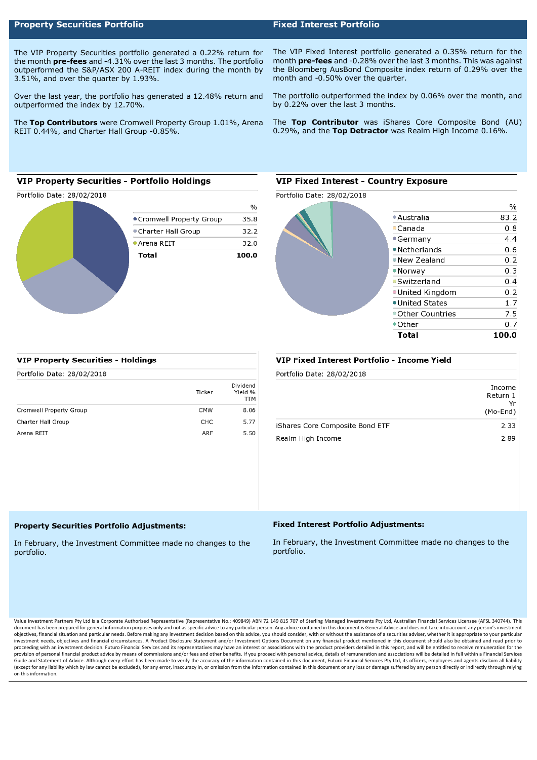## Property Securities Portfolio

The VIP Property Securities portfolio generated a 0.22% return for the month **pre-fees** and -4.31% over the last 3 months. The portfolio outperformed the S&P/ASX 200 A-REIT index during the month by 3.51%, and over the quarter by 1.93%.

Over the last year, the portfolio has generated a 12.48% return and outperformed the index by 12.70%.

The **Top Contributors** were Cromwell Property Group 1.01%, Arena REIT 0.44%, and Charter Hall Group -0.85%.

## Fixed Interest Portfolio

The VIP Fixed Interest portfolio generated a 0.35% return for the month **pre-fees** and -0.28% over the last 3 months. This was against the Bloomberg AusBond Composite index return of 0.29% over the month and -0.50% over the quarter.

The portfolio outperformed the index by 0.06% over the month, and by 0.22% over the last 3 months.

The **Top Contributor** was iShares Core Composite Bond (AU) 0.29%, and the **Top Detractor** was Realm High Income 0.16%.

### VIP Property Securities - Portfolio Holdings

Portfolio Date: 28/02/2018

| | % |
|---|---|
| Cromwell Property Group | 35.8 |
| Charter Hall Group | 32.2 |
| Arena REIT | 32.0 |
| **Total** | **100.0** |

### VIP Fixed Interest - Country Exposure

Portfolio Date: 28/02/2018

| | % |
|---|---|
| Australia | 83.2 |
| Canada | 0.8 |
| Germany | 4.4 |
| Netherlands | 0.6 |
| New Zealand | 0.2 |
| Norway | 0.3 |
| Switzerland | 0.4 |
| United Kingdom | 0.2 |
| United States | 1.7 |
| Other Countries | 7.5 |
| Other | 0.7 |
| **Total** | **100.0** |

### VIP Property Securities - Holdings

Portfolio Date: 28/02/2018

| | Ticker | Dividend Yield % TTM |
|---|---|---|
| Cromwell Property Group | CMW | 8.06 |
| Charter Hall Group | CHC | 5.77 |
| Arena REIT | ARF | 5.50 |

### VIP Fixed Interest Portfolio - Income Yield

Portfolio Date: 28/02/2018

| | Income Return 1 Yr (Mo-End) |
|---|---|
| iShares Core Composite Bond ETF | 2.33 |
| Realm High Income | 2.89 |

### Property Securities Portfolio Adjustments:

In February, the Investment Committee made no changes to the portfolio.

### Fixed Interest Portfolio Adjustments:

In February, the Investment Committee made no changes to the portfolio.

Value Investment Partners Pty Ltd is a Corporate Authorised Representative (Representative No.: 409849) ABN 72 149 815 707 of Sterling Managed Investments Pty Ltd, Australian Financial Services Licensee (AFSL 340744). This document has been prepared for general information purposes only and not as specific advice to any particular person. Any advice contained in this document is General Advice and does not take into account any person's investment objectives, financial situation and particular needs. Before making any investment decision based on this advice, you should consider, with or without the assistance of a securities adviser, whether it is appropriate to your particular investment needs, objectives and financial circumstances. A Product Disclosure Statement and/or Investment Options Document on any financial product mentioned in this document should also be obtained and read prior to proceeding with an investment decision. Futuro Financial Services and its representatives may have an interest or associations with the product providers detailed in this report, and will be entitled to receive remuneration for the provision of personal financial product advice by means of commissions and/or fees and other benefits. If you proceed with personal advice, details of remuneration and associations will be detailed in full within a Financial Services Guide and Statement of Advice. Although every effort has been made to verify the accuracy of the information contained in this document, Futuro Financial Services Pty Ltd, its officers, employees and agents disclaim all liability (except for any liability which by law cannot be excluded), for any error, inaccuracy in, or omission from the information contained in this document or any loss or damage suffered by any person directly or indirectly through relying on this information.